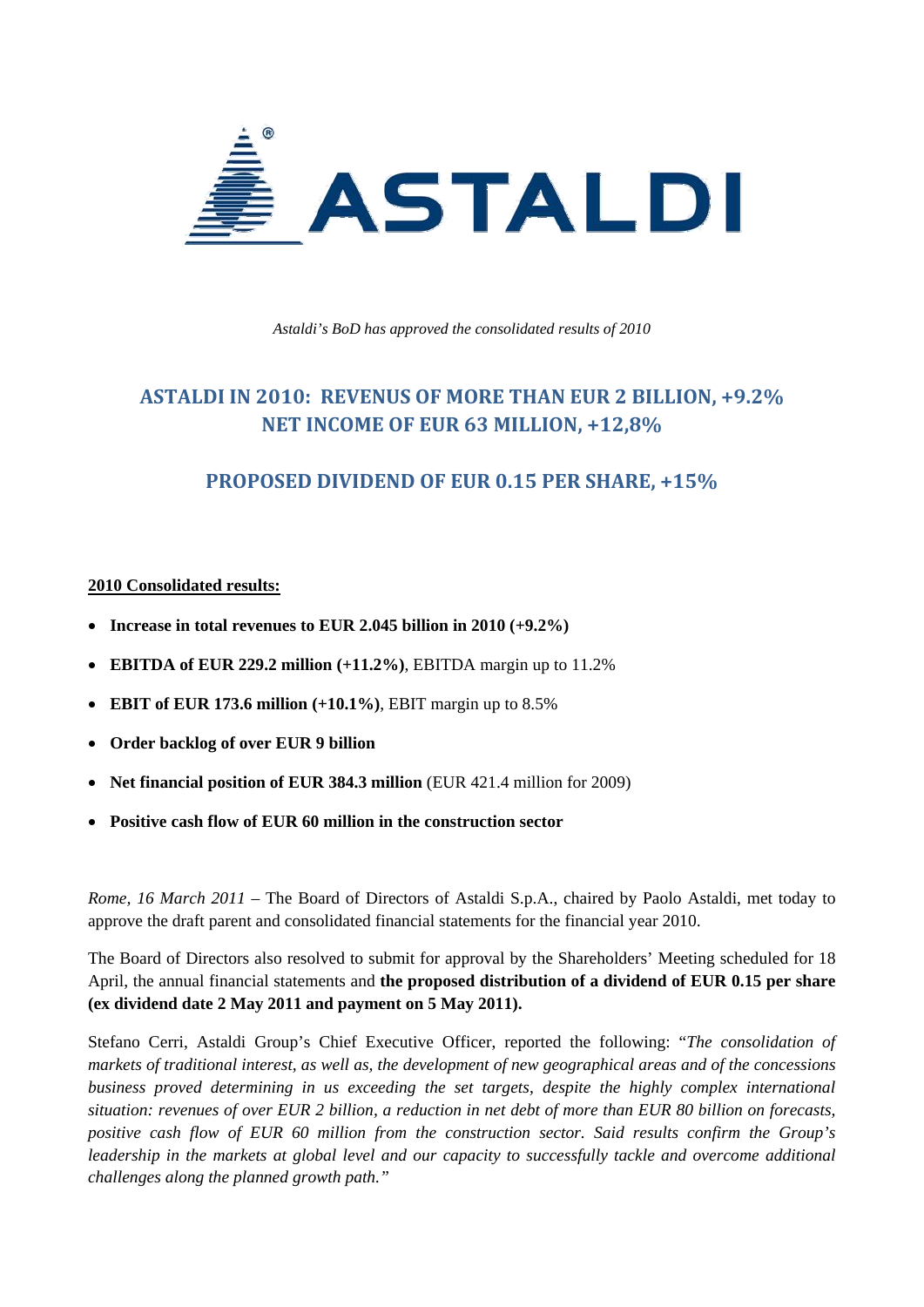ASTALDI

*Astaldi's BoD has approved the consolidated results of 2010*

# ASTALDI IN 2010: REVENUS OF MORE THAN EUR 2 BILLION, +9.2% NET INCOME OF EUR 63 MILLION, +12,8%

# PROPOSED DIVIDEND OF EUR 0.15 PER SHARE, +15%

**2010 Consolidated results:**

- **Increase in total revenues to EUR 2.045 billion in 2010 (+9.2%)**
- **EBITDA of EUR 229.2 million (+11.2%)**, EBITDA margin up to 11.2%
- **EBIT of EUR 173.6 million (+10.1%)**, EBIT margin up to 8.5%
- **Order backlog of over EUR 9 billion**
- **Net financial position of EUR 384.3 million** (EUR 421.4 million for 2009)
- **Positive cash flow of EUR 60 million in the construction sector**

*Rome, 16 March 2011* – The Board of Directors of Astaldi S.p.A., chaired by Paolo Astaldi, met today to approve the draft parent and consolidated financial statements for the financial year 2010.

The Board of Directors also resolved to submit for approval by the Shareholders' Meeting scheduled for 18 April, the annual financial statements and **the proposed distribution of a dividend of EUR 0.15 per share (ex dividend date 2 May 2011 and payment on 5 May 2011).**

Stefano Cerri, Astaldi Group's Chief Executive Officer, reported the following: "*The consolidation of markets of traditional interest, as well as, the development of new geographical areas and of the concessions business proved determining in us exceeding the set targets, despite the highly complex international situation: revenues of over EUR 2 billion, a reduction in net debt of more than EUR 80 billion on forecasts, positive cash flow of EUR 60 million from the construction sector. Said results confirm the Group's leadership in the markets at global level and our capacity to successfully tackle and overcome additional challenges along the planned growth path.*"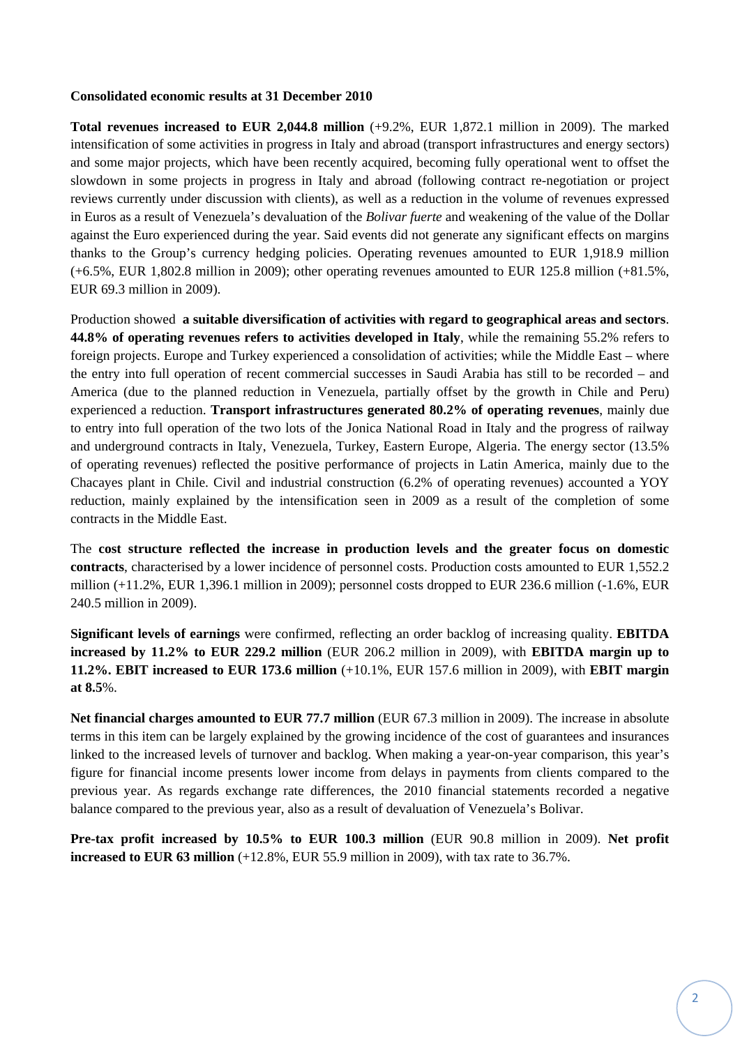**Consolidated economic results at 31 December 2010**

**Total revenues increased to EUR 2,044.8 million** (+9.2%, EUR 1,872.1 million in 2009). The marked intensification of some activities in progress in Italy and abroad (transport infrastructures and energy sectors) and some major projects, which have been recently acquired, becoming fully operational went to offset the slowdown in some projects in progress in Italy and abroad (following contract re-negotiation or project reviews currently under discussion with clients), as well as a reduction in the volume of revenues expressed in Euros as a result of Venezuela's devaluation of the *Bolivar fuerte* and weakening of the value of the Dollar against the Euro experienced during the year. Said events did not generate any significant effects on margins thanks to the Group's currency hedging policies. Operating revenues amounted to EUR 1,918.9 million (+6.5%, EUR 1,802.8 million in 2009); other operating revenues amounted to EUR 125.8 million (+81.5%, EUR 69.3 million in 2009).

Production showed **a suitable diversification of activities with regard to geographical areas and sectors**. **44.8% of operating revenues refers to activities developed in Italy**, while the remaining 55.2% refers to foreign projects. Europe and Turkey experienced a consolidation of activities; while the Middle East – where the entry into full operation of recent commercial successes in Saudi Arabia has still to be recorded – and America (due to the planned reduction in Venezuela, partially offset by the growth in Chile and Peru) experienced a reduction. **Transport infrastructures generated 80.2% of operating revenues**, mainly due to entry into full operation of the two lots of the Jonica National Road in Italy and the progress of railway and underground contracts in Italy, Venezuela, Turkey, Eastern Europe, Algeria. The energy sector (13.5% of operating revenues) reflected the positive performance of projects in Latin America, mainly due to the Chacayes plant in Chile. Civil and industrial construction (6.2% of operating revenues) accounted a YOY reduction, mainly explained by the intensification seen in 2009 as a result of the completion of some contracts in the Middle East.

The **cost structure reflected the increase in production levels and the greater focus on domestic contracts**, characterised by a lower incidence of personnel costs. Production costs amounted to EUR 1,552.2 million (+11.2%, EUR 1,396.1 million in 2009); personnel costs dropped to EUR 236.6 million (-1.6%, EUR 240.5 million in 2009).

**Significant levels of earnings** were confirmed, reflecting an order backlog of increasing quality. **EBITDA increased by 11.2% to EUR 229.2 million** (EUR 206.2 million in 2009), with **EBITDA margin up to 11.2%. EBIT increased to EUR 173.6 million** (+10.1%, EUR 157.6 million in 2009), with **EBIT margin at 8.5**%.

**Net financial charges amounted to EUR 77.7 million** (EUR 67.3 million in 2009). The increase in absolute terms in this item can be largely explained by the growing incidence of the cost of guarantees and insurances linked to the increased levels of turnover and backlog. When making a year-on-year comparison, this year's figure for financial income presents lower income from delays in payments from clients compared to the previous year. As regards exchange rate differences, the 2010 financial statements recorded a negative balance compared to the previous year, also as a result of devaluation of Venezuela's Bolivar.

**Pre-tax profit increased by 10.5% to EUR 100.3 million** (EUR 90.8 million in 2009). **Net profit increased to EUR 63 million** (+12.8%, EUR 55.9 million in 2009), with tax rate to 36.7%.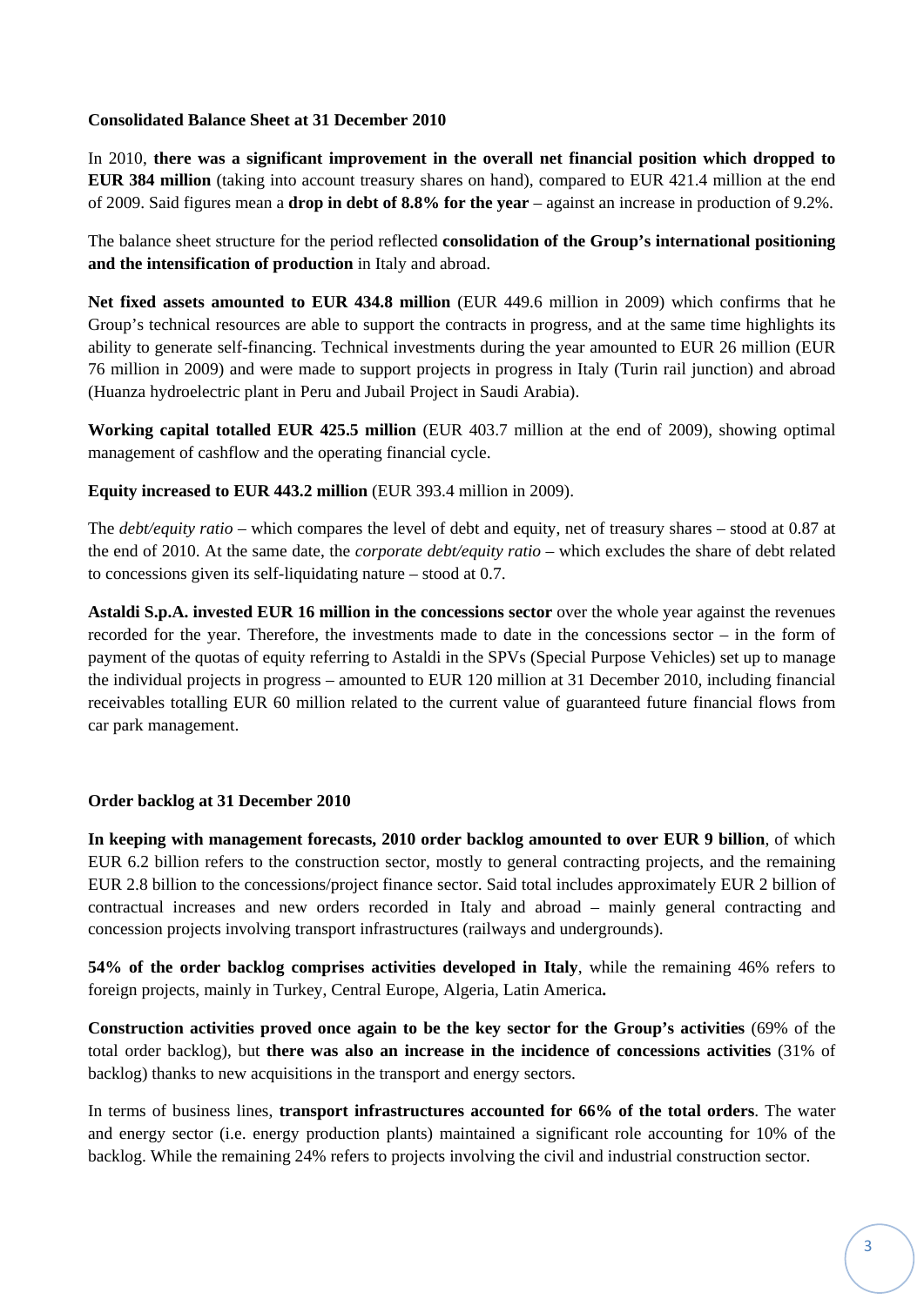**Consolidated Balance Sheet at 31 December 2010**

In 2010, **there was a significant improvement in the overall net financial position which dropped to EUR 384 million** (taking into account treasury shares on hand), compared to EUR 421.4 million at the end of 2009. Said figures mean a **drop in debt of 8.8% for the year** – against an increase in production of 9.2%.

The balance sheet structure for the period reflected **consolidation of the Group's international positioning and the intensification of production** in Italy and abroad.

**Net fixed assets amounted to EUR 434.8 million** (EUR 449.6 million in 2009) which confirms that he Group's technical resources are able to support the contracts in progress, and at the same time highlights its ability to generate self-financing. Technical investments during the year amounted to EUR 26 million (EUR 76 million in 2009) and were made to support projects in progress in Italy (Turin rail junction) and abroad (Huanza hydroelectric plant in Peru and Jubail Project in Saudi Arabia).

**Working capital totalled EUR 425.5 million** (EUR 403.7 million at the end of 2009), showing optimal management of cashflow and the operating financial cycle.

**Equity increased to EUR 443.2 million** (EUR 393.4 million in 2009).

The *debt/equity ratio* – which compares the level of debt and equity, net of treasury shares – stood at 0.87 at the end of 2010. At the same date, the *corporate debt/equity ratio* – which excludes the share of debt related to concessions given its self-liquidating nature – stood at 0.7.

**Astaldi S.p.A. invested EUR 16 million in the concessions sector** over the whole year against the revenues recorded for the year. Therefore, the investments made to date in the concessions sector – in the form of payment of the quotas of equity referring to Astaldi in the SPVs (Special Purpose Vehicles) set up to manage the individual projects in progress – amounted to EUR 120 million at 31 December 2010, including financial receivables totalling EUR 60 million related to the current value of guaranteed future financial flows from car park management.

**Order backlog at 31 December 2010**

**In keeping with management forecasts, 2010 order backlog amounted to over EUR 9 billion**, of which EUR 6.2 billion refers to the construction sector, mostly to general contracting projects, and the remaining EUR 2.8 billion to the concessions/project finance sector. Said total includes approximately EUR 2 billion of contractual increases and new orders recorded in Italy and abroad – mainly general contracting and concession projects involving transport infrastructures (railways and undergrounds).

**54% of the order backlog comprises activities developed in Italy**, while the remaining 46% refers to foreign projects, mainly in Turkey, Central Europe, Algeria, Latin America**.**

**Construction activities proved once again to be the key sector for the Group's activities** (69% of the total order backlog), but **there was also an increase in the incidence of concessions activities** (31% of backlog) thanks to new acquisitions in the transport and energy sectors.

In terms of business lines, **transport infrastructures accounted for 66% of the total orders**. The water and energy sector (i.e. energy production plants) maintained a significant role accounting for 10% of the backlog. While the remaining 24% refers to projects involving the civil and industrial construction sector.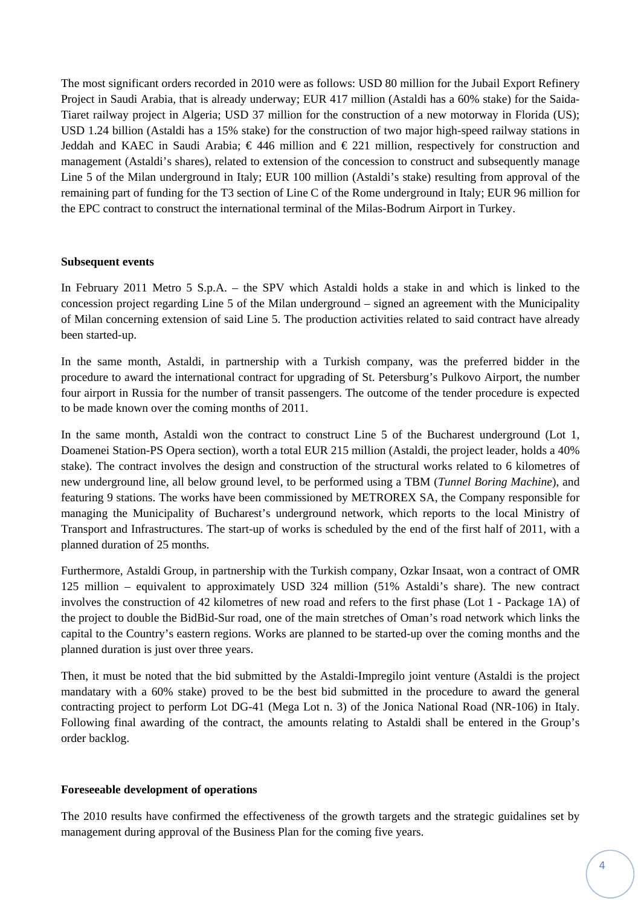The most significant orders recorded in 2010 were as follows: USD 80 million for the Jubail Export Refinery Project in Saudi Arabia, that is already underway; EUR 417 million (Astaldi has a 60% stake) for the Saida-Tiaret railway project in Algeria; USD 37 million for the construction of a new motorway in Florida (US); USD 1.24 billion (Astaldi has a 15% stake) for the construction of two major high-speed railway stations in Jeddah and KAEC in Saudi Arabia; € 446 million and € 221 million, respectively for construction and management (Astaldi's shares), related to extension of the concession to construct and subsequently manage Line 5 of the Milan underground in Italy; EUR 100 million (Astaldi's stake) resulting from approval of the remaining part of funding for the T3 section of Line C of the Rome underground in Italy; EUR 96 million for the EPC contract to construct the international terminal of the Milas-Bodrum Airport in Turkey.

**Subsequent events**

In February 2011 Metro 5 S.p.A. – the SPV which Astaldi holds a stake in and which is linked to the concession project regarding Line 5 of the Milan underground – signed an agreement with the Municipality of Milan concerning extension of said Line 5. The production activities related to said contract have already been started-up.

In the same month, Astaldi, in partnership with a Turkish company, was the preferred bidder in the procedure to award the international contract for upgrading of St. Petersburg's Pulkovo Airport, the number four airport in Russia for the number of transit passengers. The outcome of the tender procedure is expected to be made known over the coming months of 2011.

In the same month, Astaldi won the contract to construct Line 5 of the Bucharest underground (Lot 1, Doamenei Station-PS Opera section), worth a total EUR 215 million (Astaldi, the project leader, holds a 40% stake). The contract involves the design and construction of the structural works related to 6 kilometres of new underground line, all below ground level, to be performed using a TBM (*Tunnel Boring Machine*), and featuring 9 stations. The works have been commissioned by METROREX SA, the Company responsible for managing the Municipality of Bucharest's underground network, which reports to the local Ministry of Transport and Infrastructures. The start-up of works is scheduled by the end of the first half of 2011, with a planned duration of 25 months.

Furthermore, Astaldi Group, in partnership with the Turkish company, Ozkar Insaat, won a contract of OMR 125 million – equivalent to approximately USD 324 million (51% Astaldi's share). The new contract involves the construction of 42 kilometres of new road and refers to the first phase (Lot 1 - Package 1A) of the project to double the BidBid-Sur road, one of the main stretches of Oman's road network which links the capital to the Country's eastern regions. Works are planned to be started-up over the coming months and the planned duration is just over three years.

Then, it must be noted that the bid submitted by the Astaldi-Impregilo joint venture (Astaldi is the project mandatary with a 60% stake) proved to be the best bid submitted in the procedure to award the general contracting project to perform Lot DG-41 (Mega Lot n. 3) of the Jonica National Road (NR-106) in Italy. Following final awarding of the contract, the amounts relating to Astaldi shall be entered in the Group's order backlog.

**Foreseeable development of operations**

The 2010 results have confirmed the effectiveness of the growth targets and the strategic guidalines set by management during approval of the Business Plan for the coming five years.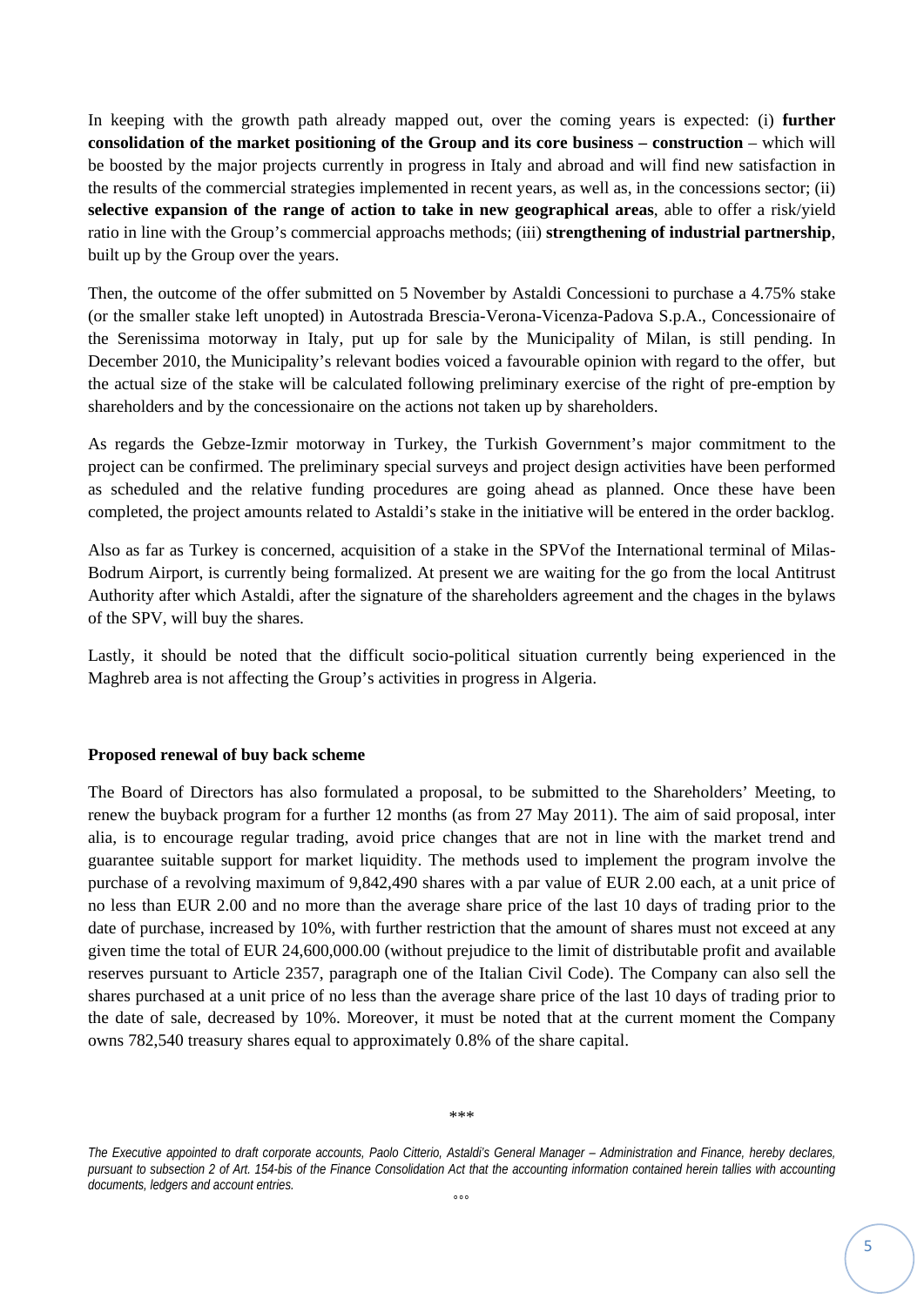In keeping with the growth path already mapped out, over the coming years is expected: (i) **further consolidation of the market positioning of the Group and its core business – construction** – which will be boosted by the major projects currently in progress in Italy and abroad and will find new satisfaction in the results of the commercial strategies implemented in recent years, as well as, in the concessions sector; (ii) **selective expansion of the range of action to take in new geographical areas**, able to offer a risk/yield ratio in line with the Group's commercial approachs methods; (iii) **strengthening of industrial partnership**, built up by the Group over the years.

Then, the outcome of the offer submitted on 5 November by Astaldi Concessioni to purchase a 4.75% stake (or the smaller stake left unopted) in Autostrada Brescia-Verona-Vicenza-Padova S.p.A., Concessionaire of the Serenissima motorway in Italy, put up for sale by the Municipality of Milan, is still pending. In December 2010, the Municipality's relevant bodies voiced a favourable opinion with regard to the offer, but the actual size of the stake will be calculated following preliminary exercise of the right of pre-emption by shareholders and by the concessionaire on the actions not taken up by shareholders.

As regards the Gebze-Izmir motorway in Turkey, the Turkish Government's major commitment to the project can be confirmed. The preliminary special surveys and project design activities have been performed as scheduled and the relative funding procedures are going ahead as planned. Once these have been completed, the project amounts related to Astaldi's stake in the initiative will be entered in the order backlog.

Also as far as Turkey is concerned, acquisition of a stake in the SPVof the International terminal of Milas-Bodrum Airport, is currently being formalized. At present we are waiting for the go from the local Antitrust Authority after which Astaldi, after the signature of the shareholders agreement and the chages in the bylaws of the SPV, will buy the shares.

Lastly, it should be noted that the difficult socio-political situation currently being experienced in the Maghreb area is not affecting the Group's activities in progress in Algeria.

**Proposed renewal of buy back scheme**

The Board of Directors has also formulated a proposal, to be submitted to the Shareholders' Meeting, to renew the buyback program for a further 12 months (as from 27 May 2011). The aim of said proposal, inter alia, is to encourage regular trading, avoid price changes that are not in line with the market trend and guarantee suitable support for market liquidity. The methods used to implement the program involve the purchase of a revolving maximum of 9,842,490 shares with a par value of EUR 2.00 each, at a unit price of no less than EUR 2.00 and no more than the average share price of the last 10 days of trading prior to the date of purchase, increased by 10%, with further restriction that the amount of shares must not exceed at any given time the total of EUR 24,600,000.00 (without prejudice to the limit of distributable profit and available reserves pursuant to Article 2357, paragraph one of the Italian Civil Code). The Company can also sell the shares purchased at a unit price of no less than the average share price of the last 10 days of trading prior to the date of sale, decreased by 10%. Moreover, it must be noted that at the current moment the Company owns 782,540 treasury shares equal to approximately 0.8% of the share capital.

***

*The Executive appointed to draft corporate accounts, Paolo Citterio, Astaldi's General Manager – Administration and Finance, hereby declares, pursuant to subsection 2 of Art. 154-bis of the Finance Consolidation Act that the accounting information contained herein tallies with accounting documents, ledgers and account entries.*

°°°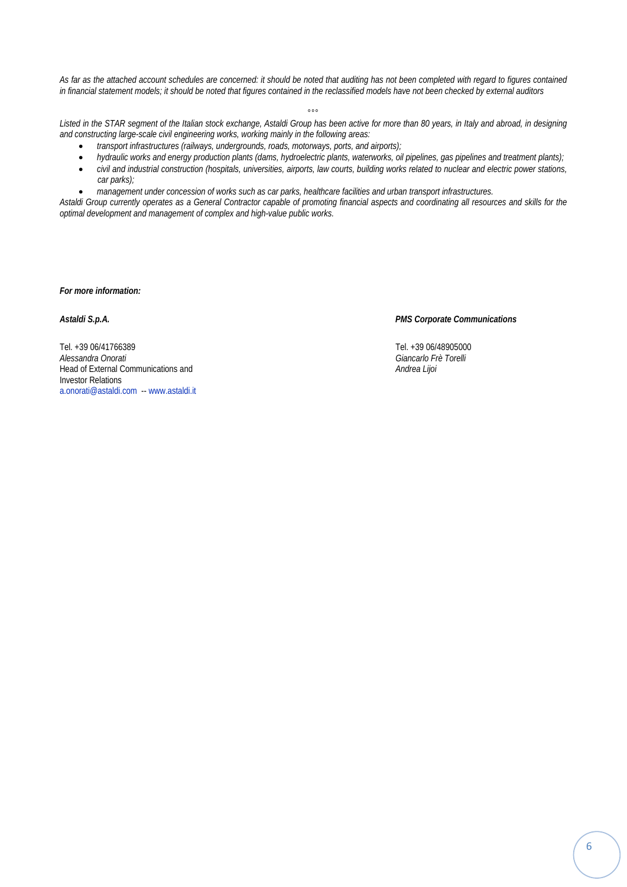*As far as the attached account schedules are concerned: it should be noted that auditing has not been completed with regard to figures contained in financial statement models; it should be noted that figures contained in the reclassified models have not been checked by external auditors*

°°°

*Listed in the STAR segment of the Italian stock exchange, Astaldi Group has been active for more than 80 years, in Italy and abroad, in designing and constructing large-scale civil engineering works, working mainly in the following areas:*

- *transport infrastructures (railways, undergrounds, roads, motorways, ports, and airports);*
- *hydraulic works and energy production plants (dams, hydroelectric plants, waterworks, oil pipelines, gas pipelines and treatment plants);*
- *civil and industrial construction (hospitals, universities, airports, law courts, building works related to nuclear and electric power stations, car parks);*
- *management under concession of works such as car parks, healthcare facilities and urban transport infrastructures.*

*Astaldi Group currently operates as a General Contractor capable of promoting financial aspects and coordinating all resources and skills for the optimal development and management of complex and high-value public works.*

***For more information:***

***Astaldi S.p.A.***

Tel. +39 06/41766389
*Alessandra Onorati*
Head of External Communications and Investor Relations
a.onorati@astaldi.com -- www.astaldi.it

***PMS Corporate Communications***

Tel. +39 06/48905000
*Giancarlo Frè Torelli*
*Andrea Lijoi*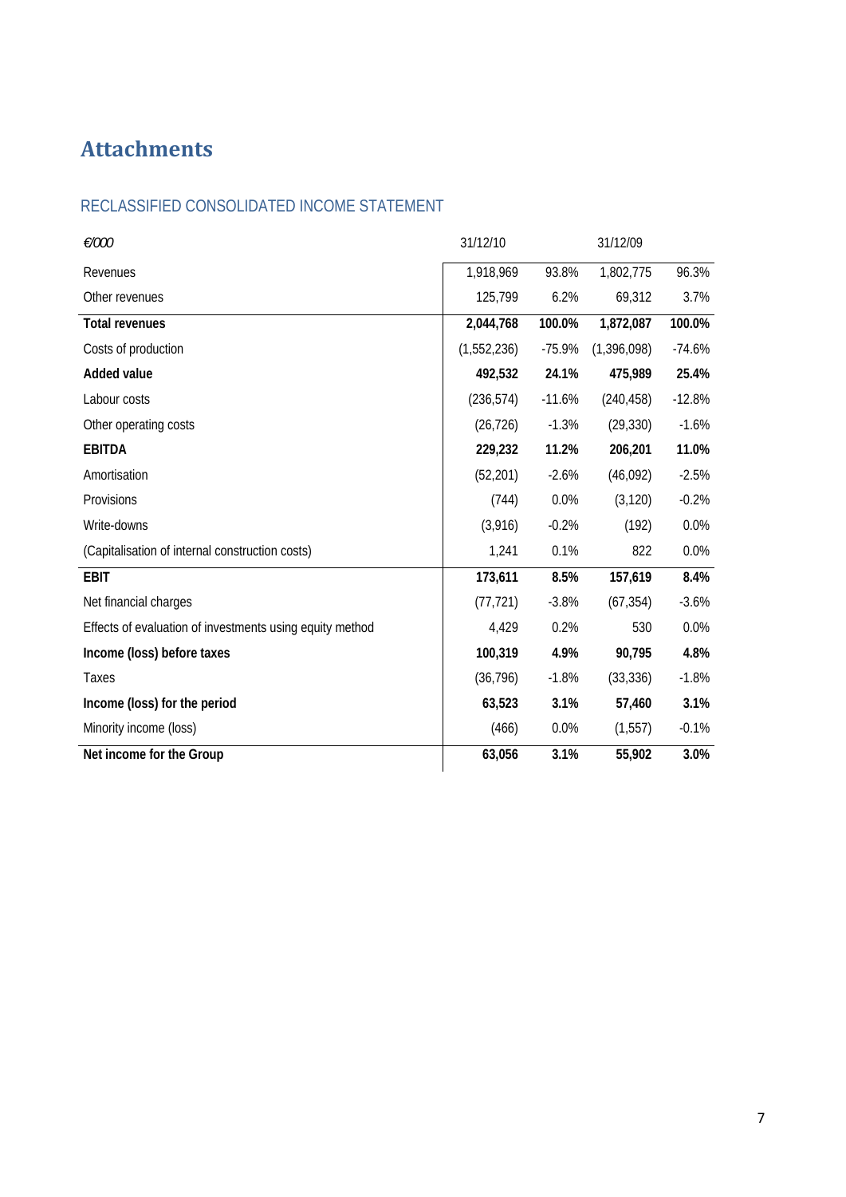# Attachments

## RECLASSIFIED CONSOLIDATED INCOME STATEMENT

| *€/000* | 31/12/10 | | 31/12/09 | |
|---|---|---|---|---|
| Revenues | 1,918,969 | 93.8% | 1,802,775 | 96.3% |
| Other revenues | 125,799 | 6.2% | 69,312 | 3.7% |
| **Total revenues** | **2,044,768** | **100.0%** | **1,872,087** | **100.0%** |
| Costs of production | (1,552,236) | -75.9% | (1,396,098) | -74.6% |
| **Added value** | **492,532** | **24.1%** | **475,989** | **25.4%** |
| Labour costs | (236,574) | -11.6% | (240,458) | -12.8% |
| Other operating costs | (26,726) | -1.3% | (29,330) | -1.6% |
| **EBITDA** | **229,232** | **11.2%** | **206,201** | **11.0%** |
| Amortisation | (52,201) | -2.6% | (46,092) | -2.5% |
| Provisions | (744) | 0.0% | (3,120) | -0.2% |
| Write-downs | (3,916) | -0.2% | (192) | 0.0% |
| (Capitalisation of internal construction costs) | 1,241 | 0.1% | 822 | 0.0% |
| **EBIT** | **173,611** | **8.5%** | **157,619** | **8.4%** |
| Net financial charges | (77,721) | -3.8% | (67,354) | -3.6% |
| Effects of evaluation of investments using equity method | 4,429 | 0.2% | 530 | 0.0% |
| **Income (loss) before taxes** | **100,319** | **4.9%** | **90,795** | **4.8%** |
| Taxes | (36,796) | -1.8% | (33,336) | -1.8% |
| **Income (loss) for the period** | **63,523** | **3.1%** | **57,460** | **3.1%** |
| Minority income (loss) | (466) | 0.0% | (1,557) | -0.1% |
| **Net income for the Group** | **63,056** | **3.1%** | **55,902** | **3.0%** |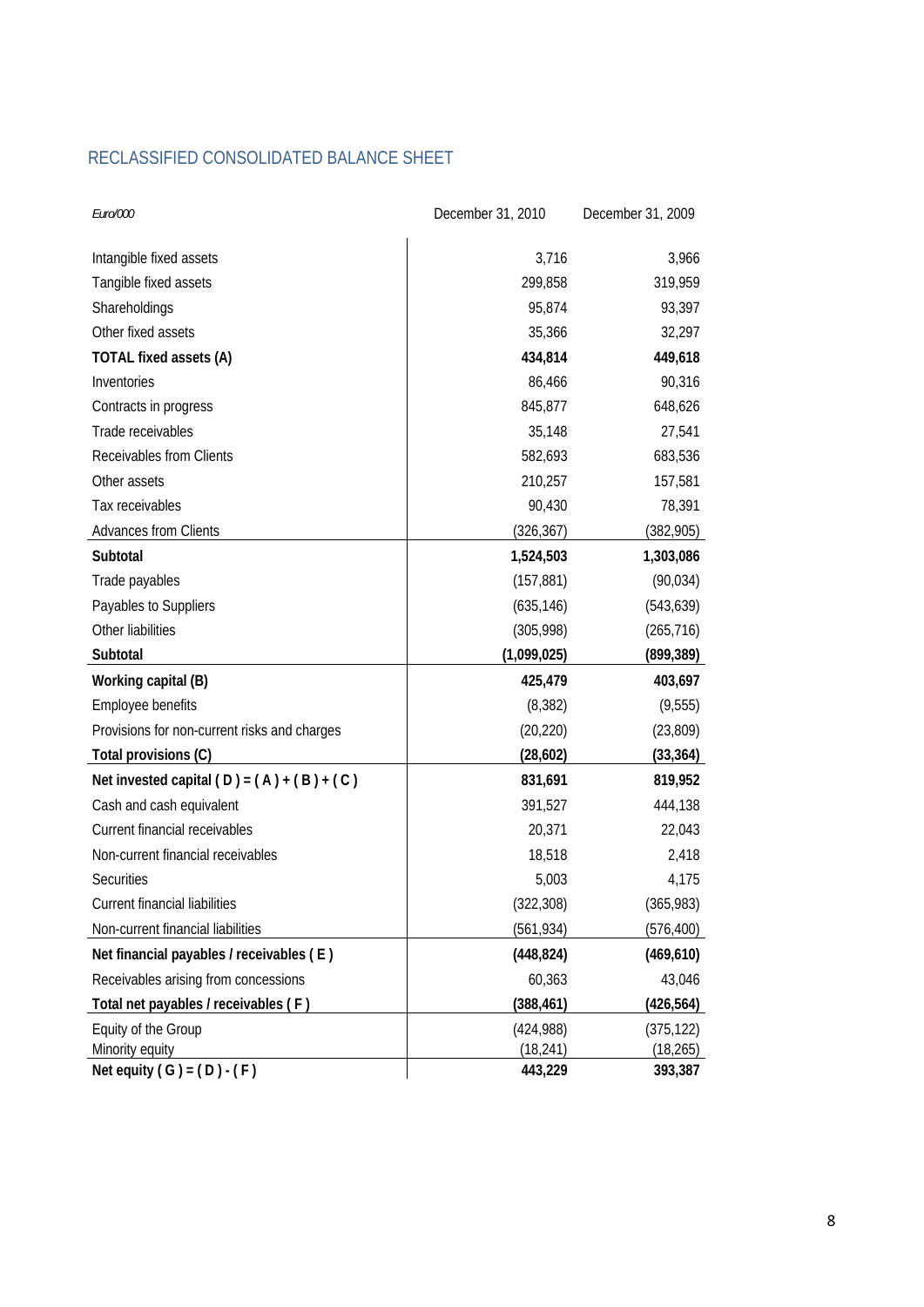## RECLASSIFIED CONSOLIDATED BALANCE SHEET

| *Euro/000* | December 31, 2010 | December 31, 2009 |
|---|---|---|
| Intangible fixed assets | 3,716 | 3,966 |
| Tangible fixed assets | 299,858 | 319,959 |
| Shareholdings | 95,874 | 93,397 |
| Other fixed assets | 35,366 | 32,297 |
| **TOTAL fixed assets (A)** | **434,814** | **449,618** |
| Inventories | 86,466 | 90,316 |
| Contracts in progress | 845,877 | 648,626 |
| Trade receivables | 35,148 | 27,541 |
| Receivables from Clients | 582,693 | 683,536 |
| Other assets | 210,257 | 157,581 |
| Tax receivables | 90,430 | 78,391 |
| Advances from Clients | (326,367) | (382,905) |
| **Subtotal** | **1,524,503** | **1,303,086** |
| Trade payables | (157,881) | (90,034) |
| Payables to Suppliers | (635,146) | (543,639) |
| Other liabilities | (305,998) | (265,716) |
| **Subtotal** | **(1,099,025)** | **(899,389)** |
| **Working capital (B)** | **425,479** | **403,697** |
| Employee benefits | (8,382) | (9,555) |
| Provisions for non-current risks and charges | (20,220) | (23,809) |
| **Total provisions (C)** | **(28,602)** | **(33,364)** |
| **Net invested capital ( D ) = ( A ) + ( B ) + ( C )** | **831,691** | **819,952** |
| Cash and cash equivalent | 391,527 | 444,138 |
| Current financial receivables | 20,371 | 22,043 |
| Non-current financial receivables | 18,518 | 2,418 |
| Securities | 5,003 | 4,175 |
| Current financial liabilities | (322,308) | (365,983) |
| Non-current financial liabilities | (561,934) | (576,400) |
| **Net financial payables / receivables ( E )** | **(448,824)** | **(469,610)** |
| Receivables arising from concessions | 60,363 | 43,046 |
| **Total net payables / receivables ( F )** | **(388,461)** | **(426,564)** |
| Equity of the Group | (424,988) | (375,122) |
| Minority equity | (18,241) | (18,265) |
| **Net equity ( G ) = ( D ) - ( F )** | **443,229** | **393,387** |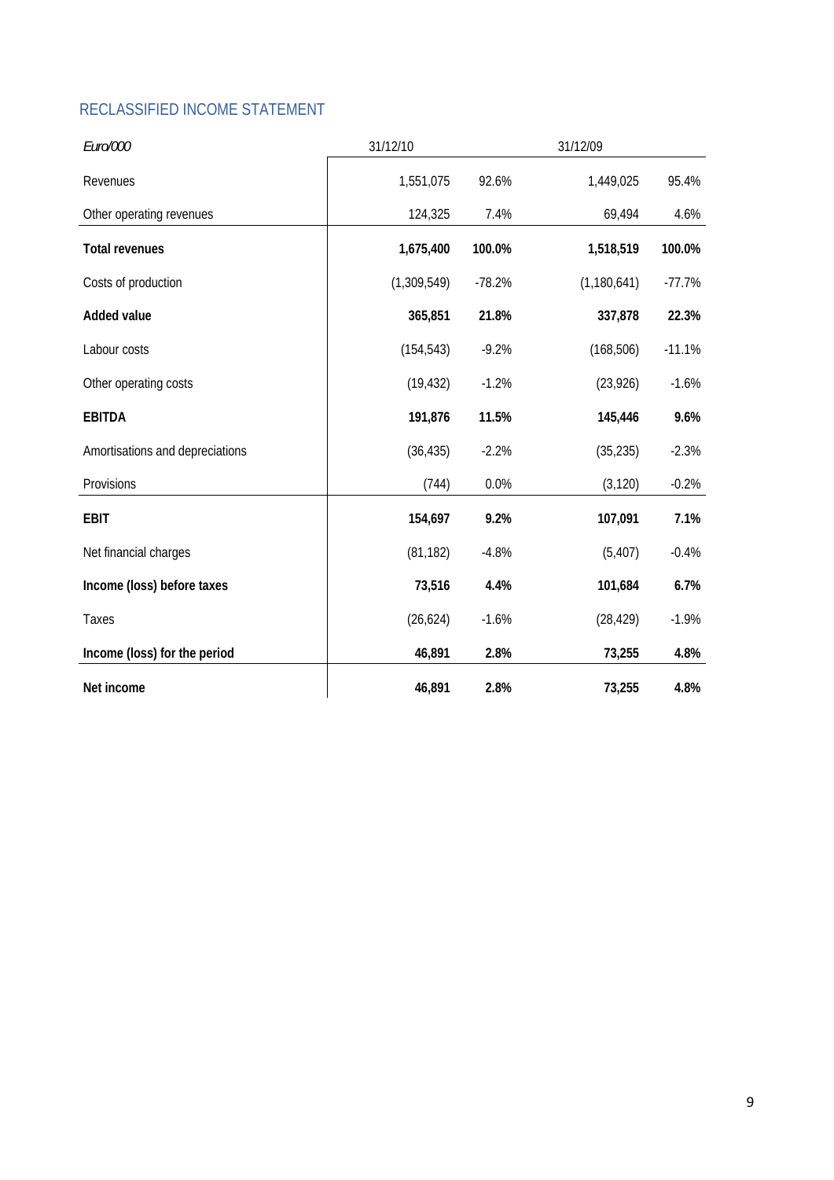## RECLASSIFIED INCOME STATEMENT

| *Euro/000* | 31/12/10 | | 31/12/09 | |
|---|---|---|---|---|
| Revenues | 1,551,075 | 92.6% | 1,449,025 | 95.4% |
| Other operating revenues | 124,325 | 7.4% | 69,494 | 4.6% |
| **Total revenues** | **1,675,400** | **100.0%** | **1,518,519** | **100.0%** |
| Costs of production | (1,309,549) | -78.2% | (1,180,641) | -77.7% |
| **Added value** | **365,851** | **21.8%** | **337,878** | **22.3%** |
| Labour costs | (154,543) | -9.2% | (168,506) | -11.1% |
| Other operating costs | (19,432) | -1.2% | (23,926) | -1.6% |
| **EBITDA** | **191,876** | **11.5%** | **145,446** | **9.6%** |
| Amortisations and depreciations | (36,435) | -2.2% | (35,235) | -2.3% |
| Provisions | (744) | 0.0% | (3,120) | -0.2% |
| **EBIT** | **154,697** | **9.2%** | **107,091** | **7.1%** |
| Net financial charges | (81,182) | -4.8% | (5,407) | -0.4% |
| **Income (loss) before taxes** | **73,516** | **4.4%** | **101,684** | **6.7%** |
| Taxes | (26,624) | -1.6% | (28,429) | -1.9% |
| **Income (loss) for the period** | **46,891** | **2.8%** | **73,255** | **4.8%** |
| **Net income** | **46,891** | **2.8%** | **73,255** | **4.8%** |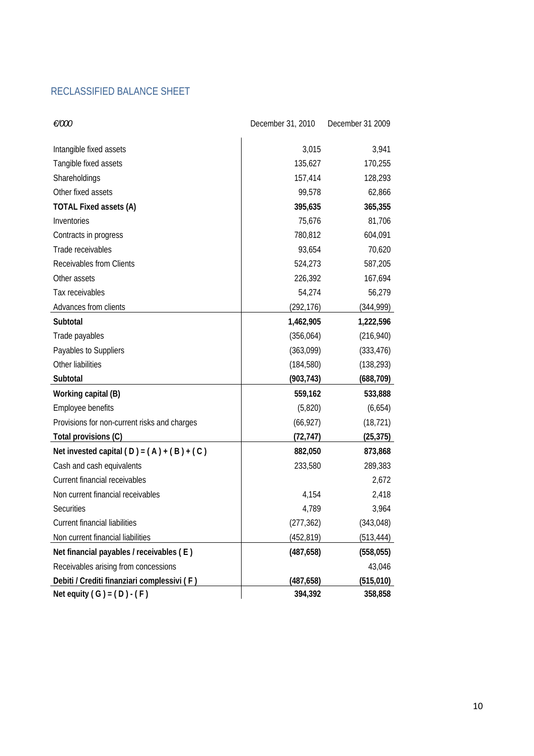## RECLASSIFIED BALANCE SHEET

| *€/000* | December 31, 2010 | December 31 2009 |
|---|---|---|
| Intangible fixed assets | 3,015 | 3,941 |
| Tangible fixed assets | 135,627 | 170,255 |
| Shareholdings | 157,414 | 128,293 |
| Other fixed assets | 99,578 | 62,866 |
| **TOTAL Fixed assets (A)** | **395,635** | **365,355** |
| Inventories | 75,676 | 81,706 |
| Contracts in progress | 780,812 | 604,091 |
| Trade receivables | 93,654 | 70,620 |
| Receivables from Clients | 524,273 | 587,205 |
| Other assets | 226,392 | 167,694 |
| Tax receivables | 54,274 | 56,279 |
| Advances from clients | (292,176) | (344,999) |
| **Subtotal** | **1,462,905** | **1,222,596** |
| Trade payables | (356,064) | (216,940) |
| Payables to Suppliers | (363,099) | (333,476) |
| Other liabilities | (184,580) | (138,293) |
| **Subtotal** | **(903,743)** | **(688,709)** |
| **Working capital (B)** | **559,162** | **533,888** |
| Employee benefits | (5,820) | (6,654) |
| Provisions for non-current risks and charges | (66,927) | (18,721) |
| **Total provisions (C)** | **(72,747)** | **(25,375)** |
| **Net invested capital ( D ) = ( A ) + ( B ) + ( C )** | **882,050** | **873,868** |
| Cash and cash equivalents | 233,580 | 289,383 |
| Current financial receivables | | 2,672 |
| Non current financial receivables | 4,154 | 2,418 |
| Securities | 4,789 | 3,964 |
| Current financial liabilities | (277,362) | (343,048) |
| Non current financial liabilities | (452,819) | (513,444) |
| **Net financial payables / receivables ( E )** | **(487,658)** | **(558,055)** |
| Receivables arising from concessions | | 43,046 |
| **Debiti / Crediti finanziari complessivi ( F )** | **(487,658)** | **(515,010)** |
| **Net equity ( G ) = ( D ) - ( F )** | **394,392** | **358,858** |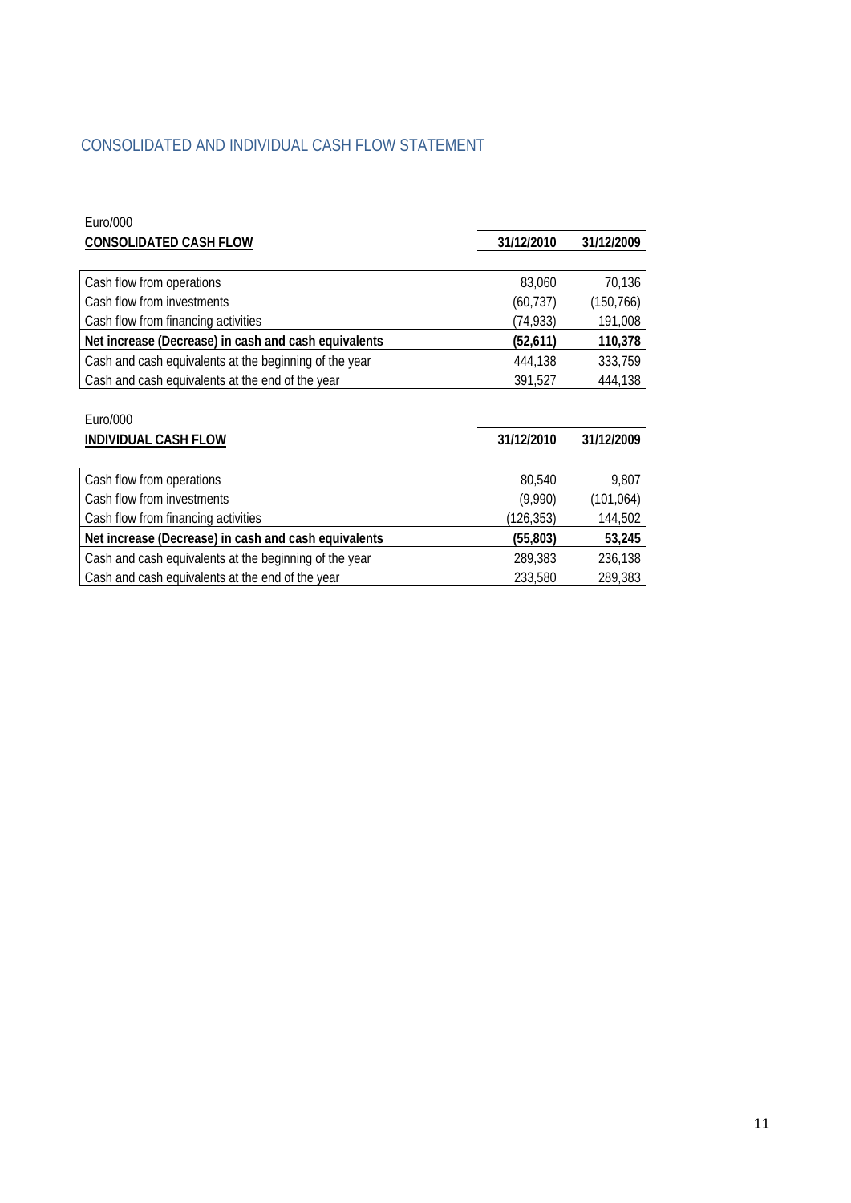## CONSOLIDATED AND INDIVIDUAL CASH FLOW STATEMENT

Euro/000

| **CONSOLIDATED CASH FLOW** | **31/12/2010** | **31/12/2009** |
|---|---|---|
| Cash flow from operations | 83,060 | 70,136 |
| Cash flow from investments | (60,737) | (150,766) |
| Cash flow from financing activities | (74,933) | 191,008 |
| **Net increase (Decrease) in cash and cash equivalents** | **(52,611)** | **110,378** |
| Cash and cash equivalents at the beginning of the year | 444,138 | 333,759 |
| Cash and cash equivalents at the end of the year | 391,527 | 444,138 |

Euro/000

| **INDIVIDUAL CASH FLOW** | **31/12/2010** | **31/12/2009** |
|---|---|---|
| Cash flow from operations | 80,540 | 9,807 |
| Cash flow from investments | (9,990) | (101,064) |
| Cash flow from financing activities | (126,353) | 144,502 |
| **Net increase (Decrease) in cash and cash equivalents** | **(55,803)** | **53,245** |
| Cash and cash equivalents at the beginning of the year | 289,383 | 236,138 |
| Cash and cash equivalents at the end of the year | 233,580 | 289,383 |